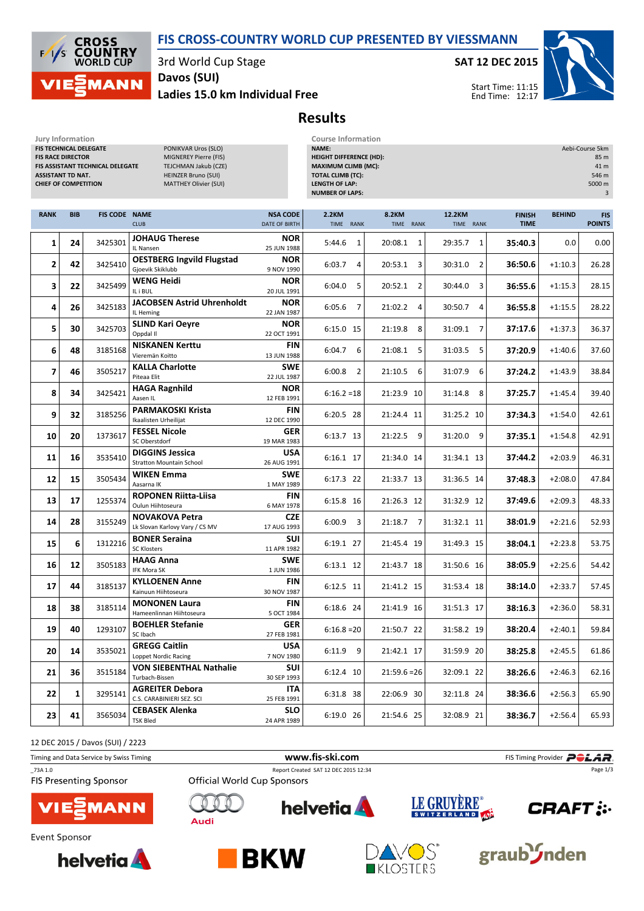# FIS CROSS-COUNTRY WORLD CUP PRESENTED BY VIESSMANN

3rd World Cup Stage
Davos (SUI)
**Ladies 15.0 km Individual Free**

SAT 12 DEC 2015
Start Time: 11:15
End Time: 12:17

## Results

**Jury Information**

| | |
|---|---|
| FIS TECHNICAL DELEGATE | PONIKVAR Uros (SLO) |
| FIS RACE DIRECTOR | MIGNEREY Pierre (FIS) |
| FIS ASSISTANT TECHNICAL DELEGATE | TEJCHMAN Jakub (CZE) |
| ASSISTANT TD NAT. | HEINZER Bruno (SUI) |
| CHIEF OF COMPETITION | MATTHEY Olivier (SUI) |

**Course Information**

| | |
|---|---|
| NAME: | Aebi-Course 5km |
| HEIGHT DIFFERENCE (HD): | 85 m |
| MAXIMUM CLIMB (MC): | 41 m |
| TOTAL CLIMB (TC): | 546 m |
| LENGTH OF LAP: | 5000 m |
| NUMBER OF LAPS: | 3 |

| RANK | BIB | FIS CODE | NAME / CLUB | NSA CODE / DATE OF BIRTH | 2.2KM TIME | RANK | 8.2KM TIME | RANK | 12.2KM TIME | RANK | FINISH TIME | BEHIND | FIS POINTS |
|---|---|---|---|---|---|---|---|---|---|---|---|---|---|
| 1 | 24 | 3425301 | **JOHAUG Therese** IL Nansen | NOR 25 JUN 1988 | 5:44.6 | 1 | 20:08.1 | 1 | 29:35.7 | 1 | **35:40.3** | 0.0 | 0.00 |
| 2 | 42 | 3425410 | **OESTBERG Ingvild Flugstad** Gjoevik Skiklubb | NOR 9 NOV 1990 | 6:03.7 | 4 | 20:53.1 | 3 | 30:31.0 | 2 | **36:50.6** | +1:10.3 | 26.28 |
| 3 | 22 | 3425499 | **WENG Heidi** IL i BUL | NOR 20 JUL 1991 | 6:04.0 | 5 | 20:52.1 | 2 | 30:44.0 | 3 | **36:55.6** | +1:15.3 | 28.15 |
| 4 | 26 | 3425183 | **JACOBSEN Astrid Uhrenholdt** IL Heming | NOR 22 JAN 1987 | 6:05.6 | 7 | 21:02.2 | 4 | 30:50.7 | 4 | **36:55.8** | +1:15.5 | 28.22 |
| 5 | 30 | 3425703 | **SLIND Kari Oeyre** Oppdal Il | NOR 22 OCT 1991 | 6:15.0 | 15 | 21:19.8 | 8 | 31:09.1 | 7 | **37:17.6** | +1:37.3 | 36.37 |
| 6 | 48 | 3185168 | **NISKANEN Kerttu** Vieremän Koitto | FIN 13 JUN 1988 | 6:04.7 | 6 | 21:08.1 | 5 | 31:03.5 | 5 | **37:20.9** | +1:40.6 | 37.60 |
| 7 | 46 | 3505217 | **KALLA Charlotte** Piteaa Elit | SWE 22 JUL 1987 | 6:00.8 | 2 | 21:10.5 | 6 | 31:07.9 | 6 | **37:24.2** | +1:43.9 | 38.84 |
| 8 | 34 | 3425421 | **HAGA Ragnhild** Aasen IL | NOR 12 FEB 1991 | 6:16.2 | =18 | 21:23.9 | 10 | 31:14.8 | 8 | **37:25.7** | +1:45.4 | 39.40 |
| 9 | 32 | 3185256 | **PARMAKOSKI Krista** Ikaalisten Urheilijat | FIN 12 DEC 1990 | 6:20.5 | 28 | 21:24.4 | 11 | 31:25.2 | 10 | **37:34.3** | +1:54.0 | 42.61 |
| 10 | 20 | 1373617 | **FESSEL Nicole** SC Oberstdorf | GER 19 MAR 1983 | 6:13.7 | 13 | 21:22.5 | 9 | 31:20.0 | 9 | **37:35.1** | +1:54.8 | 42.91 |
| 11 | 16 | 3535410 | **DIGGINS Jessica** Stratton Mountain School | USA 26 AUG 1991 | 6:16.1 | 17 | 21:34.0 | 14 | 31:34.1 | 13 | **37:44.2** | +2:03.9 | 46.31 |
| 12 | 15 | 3505434 | **WIKEN Emma** Aasarna IK | SWE 1 MAY 1989 | 6:17.3 | 22 | 21:33.7 | 13 | 31:36.5 | 14 | **37:48.3** | +2:08.0 | 47.84 |
| 13 | 17 | 1255374 | **ROPONEN Riitta-Liisa** Oulun Hiihtoseura | FIN 6 MAY 1978 | 6:15.8 | 16 | 21:26.3 | 12 | 31:32.9 | 12 | **37:49.6** | +2:09.3 | 48.33 |
| 14 | 28 | 3155249 | **NOVAKOVA Petra** Lk Slovan Karlovy Vary / CS MV | CZE 17 AUG 1993 | 6:00.9 | 3 | 21:18.7 | 7 | 31:32.1 | 11 | **38:01.9** | +2:21.6 | 52.93 |
| 15 | 6 | 1312216 | **BONER Seraina** SC Klosters | SUI 11 APR 1982 | 6:19.1 | 27 | 21:45.4 | 19 | 31:49.3 | 15 | **38:04.1** | +2:23.8 | 53.75 |
| 16 | 12 | 3505183 | **HAAG Anna** IFK Mora SK | SWE 1 JUN 1986 | 6:13.1 | 12 | 21:43.7 | 18 | 31:50.6 | 16 | **38:05.9** | +2:25.6 | 54.42 |
| 17 | 44 | 3185137 | **KYLLOENEN Anne** Kainuun Hiihtoseura | FIN 30 NOV 1987 | 6:12.5 | 11 | 21:41.2 | 15 | 31:53.4 | 18 | **38:14.0** | +2:33.7 | 57.45 |
| 18 | 38 | 3185114 | **MONONEN Laura** Hameenlinnan Hiihtoseura | FIN 5 OCT 1984 | 6:18.6 | 24 | 21:41.9 | 16 | 31:51.3 | 17 | **38:16.3** | +2:36.0 | 58.31 |
| 19 | 40 | 1293107 | **BOEHLER Stefanie** SC Ibach | GER 27 FEB 1981 | 6:16.8 | =20 | 21:50.7 | 22 | 31:58.2 | 19 | **38:20.4** | +2:40.1 | 59.84 |
| 20 | 14 | 3535021 | **GREGG Caitlin** Loppet Nordic Racing | USA 7 NOV 1980 | 6:11.9 | 9 | 21:42.1 | 17 | 31:59.9 | 20 | **38:25.8** | +2:45.5 | 61.86 |
| 21 | 36 | 3515184 | **VON SIEBENTHAL Nathalie** Turbach-Bissen | SUI 30 SEP 1993 | 6:12.4 | 10 | 21:59.6 | =26 | 32:09.1 | 22 | **38:26.6** | +2:46.3 | 62.16 |
| 22 | 1 | 3295141 | **AGREITER Debora** C.S. CARABINIERI SEZ. SCI | ITA 25 FEB 1991 | 6:31.8 | 38 | 22:06.9 | 30 | 32:11.8 | 24 | **38:36.6** | +2:56.3 | 65.90 |
| 23 | 41 | 3565034 | **CEBASEK Alenka** TSK Bled | SLO 24 APR 1989 | 6:19.0 | 26 | 21:54.6 | 25 | 32:08.9 | 21 | **38:36.7** | +2:56.4 | 65.93 |

12 DEC 2015 / Davos (SUI) / 2223

Timing and Data Service by Swiss Timing — www.fis-ski.com — FIS Timing Provider POLAR

_73A 1.0 — Report Created SAT 12 DEC 2015 12:34

FIS Presenting Sponsor: VIESSMANN

Official World Cup Sponsors: Audi, helvetia, LE GRUYÈRE SWITZERLAND AOP, CRAFT

Event Sponsor: helvetia, BKW, DAVOS KLOSTERS, graubünden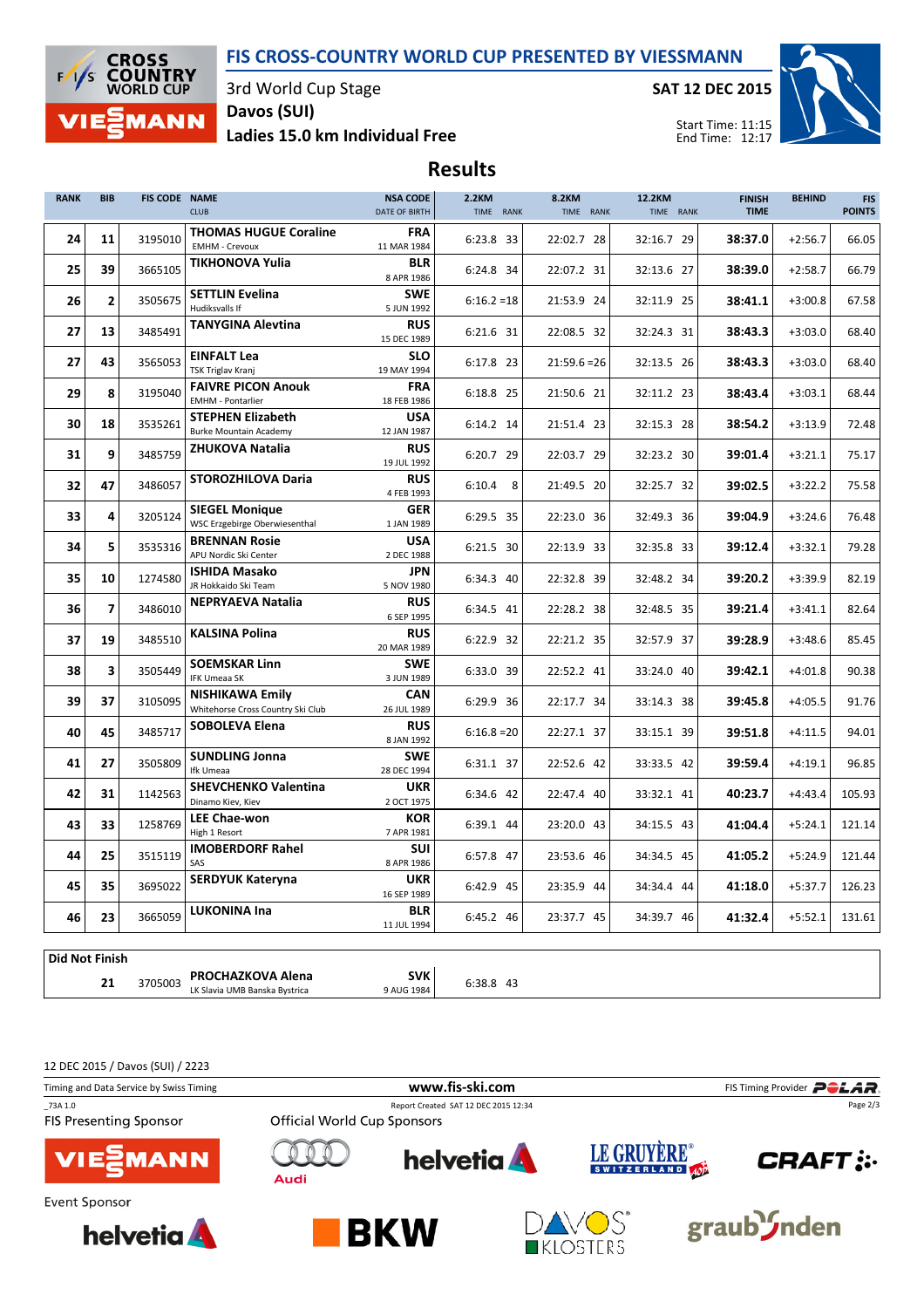# FIS CROSS-COUNTRY WORLD CUP PRESENTED BY VIESSMANN

3rd World Cup Stage
Davos (SUI)
**Ladies 15.0 km Individual Free**

**SAT 12 DEC 2015**

Start Time: 11:15
End Time: 12:17

## Results

| RANK | BIB | FIS CODE | NAME / CLUB | NSA CODE / DATE OF BIRTH | 2.2KM TIME RANK | 8.2KM TIME RANK | 12.2KM TIME RANK | FINISH TIME | BEHIND | FIS POINTS |
|---|---|---|---|---|---|---|---|---|---|---|
| 24 | 11 | 3195010 | **THOMAS HUGUE Coraline** EMHM - Crevoux | **FRA** 11 MAR 1984 | 6:23.8 33 | 22:02.7 28 | 32:16.7 29 | **38:37.0** | +2:56.7 | 66.05 |
| 25 | 39 | 3665105 | **TIKHONOVA Yulia** | **BLR** 8 APR 1986 | 6:24.8 34 | 22:07.2 31 | 32:13.6 27 | **38:39.0** | +2:58.7 | 66.79 |
| 26 | 2 | 3505675 | **SETTLIN Evelina** Hudiksvalls If | **SWE** 5 JUN 1992 | 6:16.2 =18 | 21:53.9 24 | 32:11.9 25 | **38:41.1** | +3:00.8 | 67.58 |
| 27 | 13 | 3485491 | **TANYGINA Alevtina** | **RUS** 15 DEC 1989 | 6:21.6 31 | 22:08.5 32 | 32:24.3 31 | **38:43.3** | +3:03.0 | 68.40 |
| 27 | 43 | 3565053 | **EINFALT Lea** TSK Triglav Kranj | **SLO** 19 MAY 1994 | 6:17.8 23 | 21:59.6 =26 | 32:13.5 26 | **38:43.3** | +3:03.0 | 68.40 |
| 29 | 8 | 3195040 | **FAIVRE PICON Anouk** EMHM - Pontarlier | **FRA** 18 FEB 1986 | 6:18.8 25 | 21:50.6 21 | 32:11.2 23 | **38:43.4** | +3:03.1 | 68.44 |
| 30 | 18 | 3535261 | **STEPHEN Elizabeth** Burke Mountain Academy | **USA** 12 JAN 1987 | 6:14.2 14 | 21:51.4 23 | 32:15.3 28 | **38:54.2** | +3:13.9 | 72.48 |
| 31 | 9 | 3485759 | **ZHUKOVA Natalia** | **RUS** 19 JUL 1992 | 6:20.7 29 | 22:03.7 29 | 32:23.2 30 | **39:01.4** | +3:21.1 | 75.17 |
| 32 | 47 | 3486057 | **STOROZHILOVA Daria** | **RUS** 4 FEB 1993 | 6:10.4 8 | 21:49.5 20 | 32:25.7 32 | **39:02.5** | +3:22.2 | 75.58 |
| 33 | 4 | 3205124 | **SIEGEL Monique** WSC Erzgebirge Oberwiesenthal | **GER** 1 JAN 1989 | 6:29.5 35 | 22:23.0 36 | 32:49.3 36 | **39:04.9** | +3:24.6 | 76.48 |
| 34 | 5 | 3535316 | **BRENNAN Rosie** APU Nordic Ski Center | **USA** 2 DEC 1988 | 6:21.5 30 | 22:13.9 33 | 32:35.8 33 | **39:12.4** | +3:32.1 | 79.28 |
| 35 | 10 | 1274580 | **ISHIDA Masako** JR Hokkaido Ski Team | **JPN** 5 NOV 1980 | 6:34.3 40 | 22:32.8 39 | 32:48.2 34 | **39:20.2** | +3:39.9 | 82.19 |
| 36 | 7 | 3486010 | **NEPRYAEVA Natalia** | **RUS** 6 SEP 1995 | 6:34.5 41 | 22:28.2 38 | 32:48.5 35 | **39:21.4** | +3:41.1 | 82.64 |
| 37 | 19 | 3485510 | **KALSINA Polina** | **RUS** 20 MAR 1989 | 6:22.9 32 | 22:21.2 35 | 32:57.9 37 | **39:28.9** | +3:48.6 | 85.45 |
| 38 | 3 | 3505449 | **SOEMSKAR Linn** IFK Umeaa SK | **SWE** 3 JUN 1989 | 6:33.0 39 | 22:52.2 41 | 33:24.0 40 | **39:42.1** | +4:01.8 | 90.38 |
| 39 | 37 | 3105095 | **NISHIKAWA Emily** Whitehorse Cross Country Ski Club | **CAN** 26 JUL 1989 | 6:29.9 36 | 22:17.7 34 | 33:14.3 38 | **39:45.8** | +4:05.5 | 91.76 |
| 40 | 45 | 3485717 | **SOBOLEVA Elena** | **RUS** 8 JAN 1992 | 6:16.8 =20 | 22:27.1 37 | 33:15.1 39 | **39:51.8** | +4:11.5 | 94.01 |
| 41 | 27 | 3505809 | **SUNDLING Jonna** Ifk Umeaa | **SWE** 28 DEC 1994 | 6:31.1 37 | 22:52.6 42 | 33:33.5 42 | **39:59.4** | +4:19.1 | 96.85 |
| 42 | 31 | 1142563 | **SHEVCHENKO Valentina** Dinamo Kiev, Kiev | **UKR** 2 OCT 1975 | 6:34.6 42 | 22:47.4 40 | 33:32.1 41 | **40:23.7** | +4:43.4 | 105.93 |
| 43 | 33 | 1258769 | **LEE Chae-won** High 1 Resort | **KOR** 7 APR 1981 | 6:39.1 44 | 23:20.0 43 | 34:15.5 43 | **41:04.4** | +5:24.1 | 121.14 |
| 44 | 25 | 3515119 | **IMOBERDORF Rahel** SAS | **SUI** 8 APR 1986 | 6:57.8 47 | 23:53.6 46 | 34:34.5 45 | **41:05.2** | +5:24.9 | 121.44 |
| 45 | 35 | 3695022 | **SERDYUK Kateryna** | **UKR** 16 SEP 1989 | 6:42.9 45 | 23:35.9 44 | 34:34.4 44 | **41:18.0** | +5:37.7 | 126.23 |
| 46 | 23 | 3665059 | **LUKONINA Ina** | **BLR** 11 JUL 1994 | 6:45.2 46 | 23:37.7 45 | 34:39.7 46 | **41:32.4** | +5:52.1 | 131.61 |

**Did Not Finish**

| BIB | FIS CODE | NAME / CLUB | NSA CODE / DATE OF BIRTH | 2.2KM TIME RANK |
|---|---|---|---|---|
| 21 | 3705003 | **PROCHAZKOVA Alena** LK Slavia UMB Banska Bystrica | **SVK** 9 AUG 1984 | 6:38.8 43 |

12 DEC 2015 / Davos (SUI) / 2223

Timing and Data Service by Swiss Timing | www.fis-ski.com | FIS Timing Provider POLAR

_73A 1.0 | Report Created SAT 12 DEC 2015 12:34

FIS Presenting Sponsor: VIESSMANN

Official World Cup Sponsors: Audi, helvetia, LE GRUYÈRE SWITZERLAND AOP, CRAFT

Event Sponsor: helvetia, BKW, DAVOS KLOSTERS, graubünden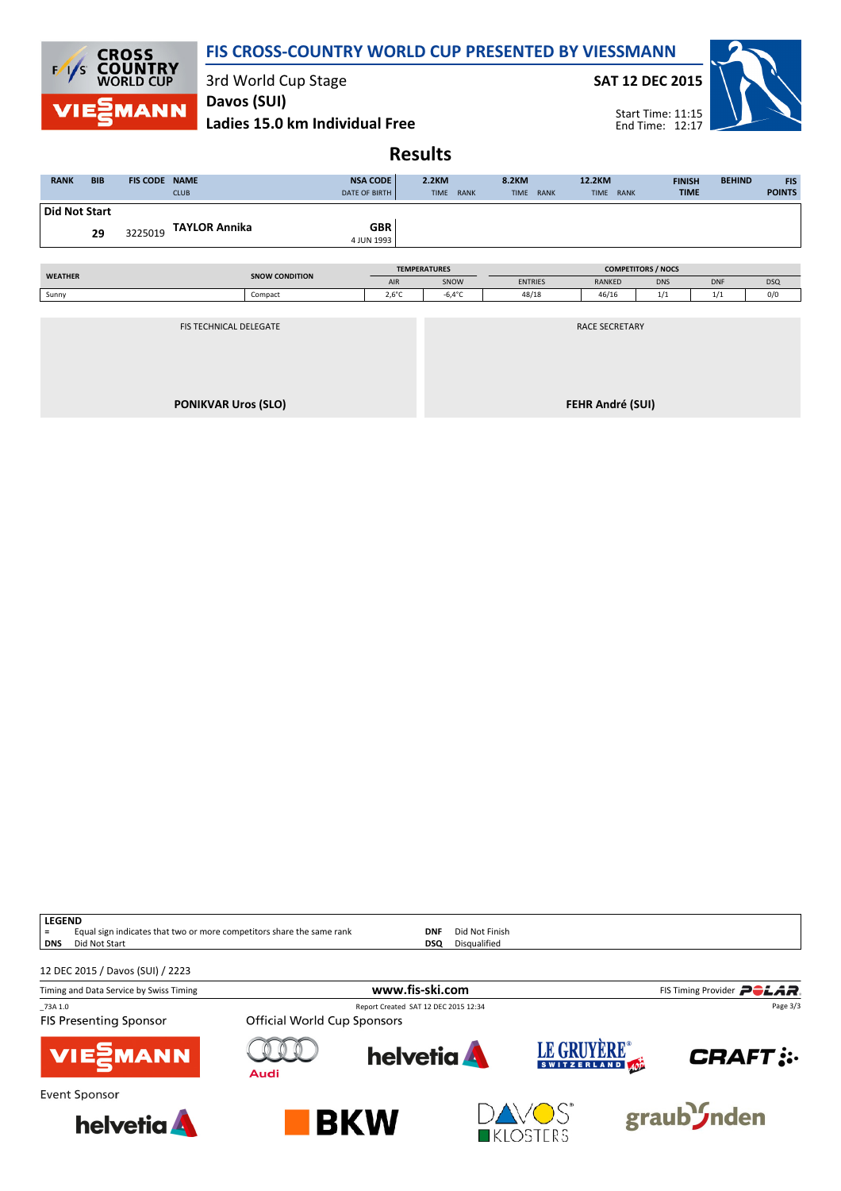# FIS CROSS-COUNTRY WORLD CUP PRESENTED BY VIESSMANN

3rd World Cup Stage

Davos (SUI)

**Ladies 15.0 km Individual Free**

**SAT 12 DEC 2015**

Start Time: 11:15
End Time: 12:17

## Results

| RANK | BIB | FIS CODE | NAME / CLUB | NSA CODE / DATE OF BIRTH | 2.2KM TIME | 2.2KM RANK | 8.2KM TIME | 8.2KM RANK | 12.2KM TIME | 12.2KM RANK | FINISH TIME | BEHIND | FIS POINTS |
|---|---|---|---|---|---|---|---|---|---|---|---|---|---|
| **Did Not Start** | | | | | | | | | | | | | |
| | 29 | 3225019 | **TAYLOR Annika** | **GBR** 4 JUN 1993 | | | | | | | | | |

| WEATHER | SNOW CONDITION | TEMPERATURES AIR | TEMPERATURES SNOW | ENTRIES | RANKED | DNS | DNF | DSQ |
|---|---|---|---|---|---|---|---|---|
| Sunny | Compact | 2,6°C | -6,4°C | 48/18 | 46/16 | 1/1 | 1/1 | 0/0 |

| FIS TECHNICAL DELEGATE | RACE SECRETARY |
|---|---|
| **PONIKVAR Uros (SLO)** | **FEHR André (SUI)** |

**LEGEND**

| | | | |
|---|---|---|---|
| = | Equal sign indicates that two or more competitors share the same rank | DNF | Did Not Finish |
| DNS | Did Not Start | DSQ | Disqualified |

12 DEC 2015 / Davos (SUI) / 2223

Timing and Data Service by Swiss Timing — www.fis-ski.com — FIS Timing Provider POLAR

_73A 1.0 — Report Created SAT 12 DEC 2015 12:34

FIS Presenting Sponsor: VIESSMANN

Official World Cup Sponsors: Audi, helvetia, LE GRUYÈRE SWITZERLAND, CRAFT

Event Sponsor: helvetia, BKW, DAVOS KLOSTERS, graubünden